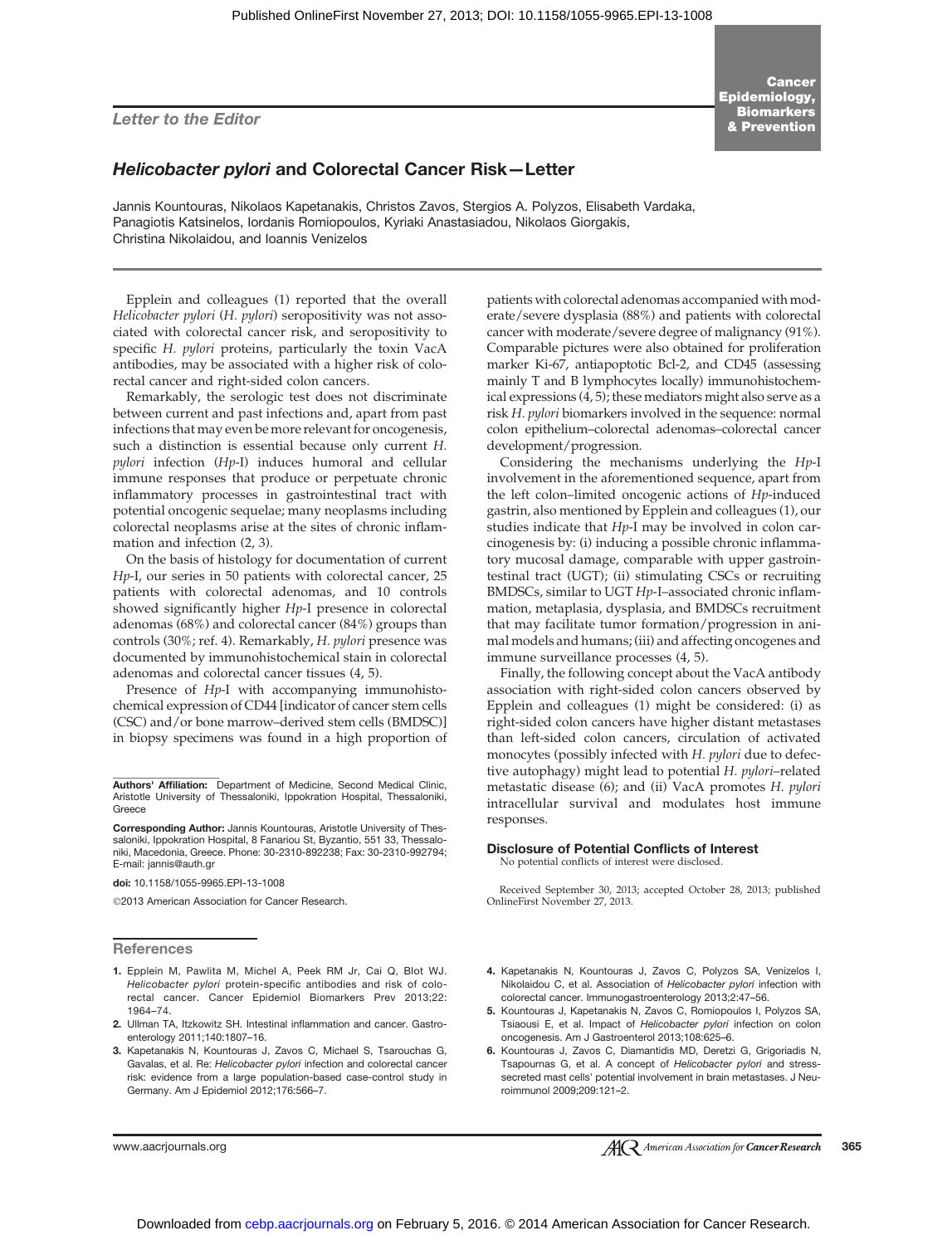Letter to the Editor

# *Helicobacter pylori* and Colorectal Cancer Risk—Letter

Jannis Kountouras, Nikolaos Kapetanakis, Christos Zavos, Stergios A. Polyzos, Elisabeth Vardaka, Panagiotis Katsinelos, Iordanis Romiopoulos, Kyriaki Anastasiadou, Nikolaos Giorgakis, Christina Nikolaidou, and Ioannis Venizelos

Epplein and colleagues (1) reported that the overall *Helicobacter pylori* (*H. pylori*) seropositivity was not associated with colorectal cancer risk, and seropositivity to specific *H. pylori* proteins, particularly the toxin VacA antibodies, may be associated with a higher risk of colorectal cancer and right-sided colon cancers.

Remarkably, the serologic test does not discriminate between current and past infections and, apart from past infections that may even be more relevant for oncogenesis, such a distinction is essential because only current *H. pylori* infection (*Hp*-I) induces humoral and cellular immune responses that produce or perpetuate chronic inflammatory processes in gastrointestinal tract with potential oncogenic sequelae; many neoplasms including colorectal neoplasms arise at the sites of chronic inflammation and infection (2, 3).

On the basis of histology for documentation of current *Hp*-I, our series in 50 patients with colorectal cancer, 25 patients with colorectal adenomas, and 10 controls showed significantly higher *Hp*-I presence in colorectal adenomas (68%) and colorectal cancer (84%) groups than controls (30%; ref. 4). Remarkably, *H. pylori* presence was documented by immunohistochemical stain in colorectal adenomas and colorectal cancer tissues (4, 5).

Presence of *Hp*-I with accompanying immunohistochemical expression of CD44 [indicator of cancer stem cells (CSC) and/or bone marrow–derived stem cells (BMDSC)] in biopsy specimens was found in a high proportion of patients with colorectal adenomas accompanied with moderate/severe dysplasia (88%) and patients with colorectal cancer with moderate/severe degree of malignancy (91%). Comparable pictures were also obtained for proliferation marker Ki-67, antiapoptotic Bcl-2, and CD45 (assessing mainly T and B lymphocytes locally) immunohistochemical expressions (4, 5); these mediators might also serve as a risk *H. pylori* biomarkers involved in the sequence: normal colon epithelium–colorectal adenomas–colorectal cancer development/progression.

Considering the mechanisms underlying the *Hp*-I involvement in the aforementioned sequence, apart from the left colon–limited oncogenic actions of *Hp*-induced gastrin, also mentioned by Epplein and colleagues (1), our studies indicate that *Hp*-I may be involved in colon carcinogenesis by: (i) inducing a possible chronic inflammatory mucosal damage, comparable with upper gastrointestinal tract (UGT); (ii) stimulating CSCs or recruiting BMDSCs, similar to UGT *Hp*-I–associated chronic inflammation, metaplasia, dysplasia, and BMDSCs recruitment that may facilitate tumor formation/progression in animal models and humans; (iii) and affecting oncogenes and immune surveillance processes (4, 5).

Finally, the following concept about the VacA antibody association with right-sided colon cancers observed by Epplein and colleagues (1) might be considered: (i) as right-sided colon cancers have higher distant metastases than left-sided colon cancers, circulation of activated monocytes (possibly infected with *H. pylori* due to defective autophagy) might lead to potential *H. pylori*–related metastatic disease (6); and (ii) VacA promotes *H. pylori* intracellular survival and modulates host immune responses.

### Disclosure of Potential Conflicts of Interest

No potential conflicts of interest were disclosed.

Received September 30, 2013; accepted October 28, 2013; published OnlineFirst November 27, 2013.

**Authors' Affiliation:** Department of Medicine, Second Medical Clinic, Aristotle University of Thessaloniki, Ippokration Hospital, Thessaloniki, Greece

**Corresponding Author:** Jannis Kountouras, Aristotle University of Thessaloniki, Ippokration Hospital, 8 Fanariou St, Byzantio, 551 33, Thessaloniki, Macedonia, Greece. Phone: 30-2310-892238; Fax: 30-2310-992794; E-mail: jannis@auth.gr

**doi:** 10.1158/1055-9965.EPI-13-1008

©2013 American Association for Cancer Research.

## References

1. Epplein M, Pawlita M, Michel A, Peek RM Jr, Cai Q, Blot WJ. *Helicobacter pylori* protein-specific antibodies and risk of colorectal cancer. Cancer Epidemiol Biomarkers Prev 2013;22:1964–74.
2. Ullman TA, Itzkowitz SH. Intestinal inflammation and cancer. Gastroenterology 2011;140:1807–16.
3. Kapetanakis N, Kountouras J, Zavos C, Michael S, Tsarouchas G, Gavalas, et al. Re: *Helicobacter pylori* infection and colorectal cancer risk: evidence from a large population-based case-control study in Germany. Am J Epidemiol 2012;176:566–7.
4. Kapetanakis N, Kountouras J, Zavos C, Polyzos SA, Venizelos I, Nikolaidou C, et al. Association of *Helicobacter pylori* infection with colorectal cancer. Immunogastroenterology 2013;2:47–56.
5. Kountouras J, Kapetanakis N, Zavos C, Romiopoulos I, Polyzos SA, Tsiaousi E, et al. Impact of *Helicobacter pylori* infection on colon oncogenesis. Am J Gastroenterol 2013;108:625–6.
6. Kountouras J, Zavos C, Diamantidis MD, Deretzi G, Grigoriadis N, Tsapournas G, et al. A concept of *Helicobacter pylori* and stress-secreted mast cells' potential involvement in brain metastases. J Neuroimmunol 2009;209:121–2.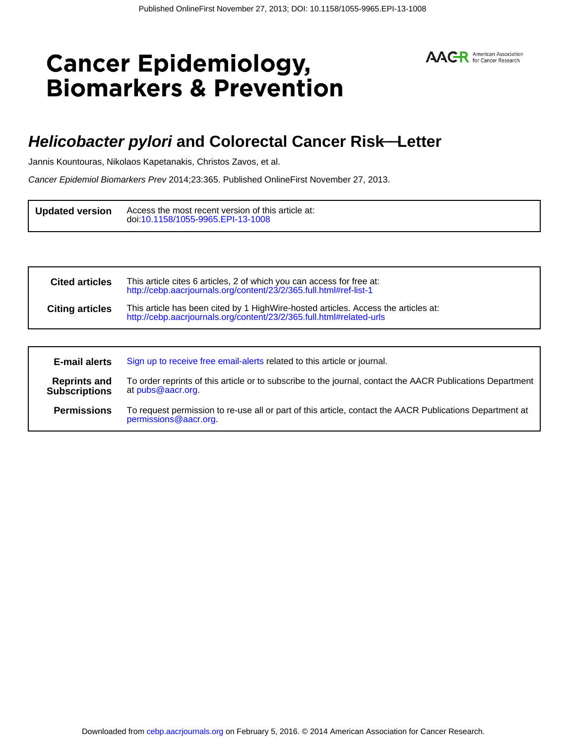Published OnlineFirst November 27, 2013; DOI: 10.1158/1055-9965.EPI-13-1008

# Cancer Epidemiology, Biomarkers & Prevention

## *Helicobacter pylori* and Colorectal Cancer Risk—Letter

Jannis Kountouras, Nikolaos Kapetanakis, Christos Zavos, et al.

*Cancer Epidemiol Biomarkers Prev* 2014;23:365. Published OnlineFirst November 27, 2013.

| | |
|---|---|
| **Updated version** | Access the most recent version of this article at: doi:10.1158/1055-9965.EPI-13-1008 |

| | |
|---|---|
| **Cited articles** | This article cites 6 articles, 2 of which you can access for free at: http://cebp.aacrjournals.org/content/23/2/365.full.html#ref-list-1 |
| **Citing articles** | This article has been cited by 1 HighWire-hosted articles. Access the articles at: http://cebp.aacrjournals.org/content/23/2/365.full.html#related-urls |

| | |
|---|---|
| **E-mail alerts** | Sign up to receive free email-alerts related to this article or journal. |
| **Reprints and Subscriptions** | To order reprints of this article or to subscribe to the journal, contact the AACR Publications Department at pubs@aacr.org. |
| **Permissions** | To request permission to re-use all or part of this article, contact the AACR Publications Department at permissions@aacr.org. |

Downloaded from cebp.aacrjournals.org on February 5, 2016. © 2014 American Association for Cancer Research.